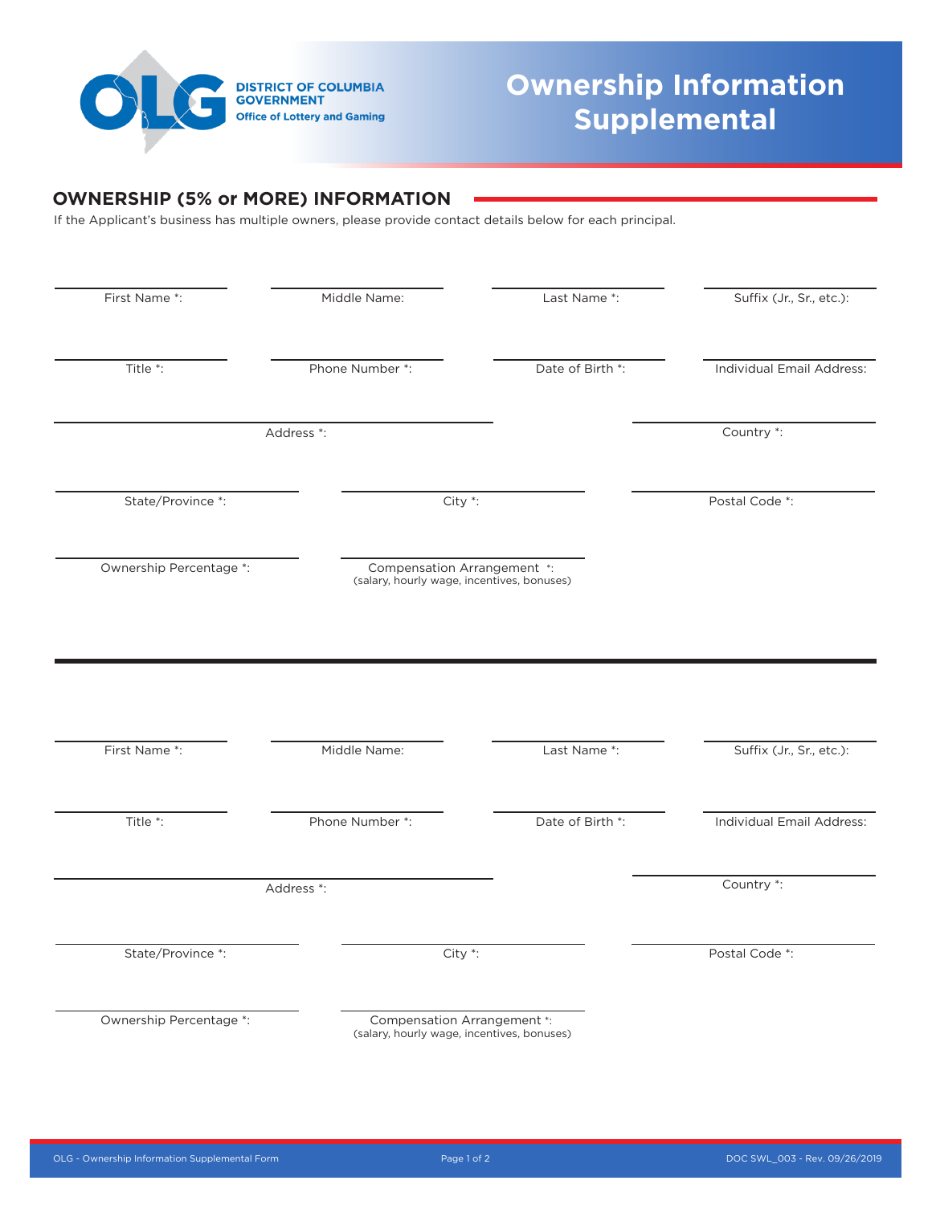DISTRICT OF COLUMBIA GOVERNMENT
Office of Lottery and Gaming

# Ownership Information Supplemental

## OWNERSHIP (5% or MORE) INFORMATION

If the Applicant's business has multiple owners, please provide contact details below for each principal.

First Name *: | Middle Name: | Last Name *: | Suffix (Jr., Sr., etc.):

Title *: | Phone Number *: | Date of Birth *: | Individual Email Address:

Address *: | Country *:

State/Province *: | City *: | Postal Code *:

Ownership Percentage *: | Compensation Arrangement *: (salary, hourly wage, incentives, bonuses)

---

First Name *: | Middle Name: | Last Name *: | Suffix (Jr., Sr., etc.):

Title *: | Phone Number *: | Date of Birth *: | Individual Email Address:

Address *: | Country *:

State/Province *: | City *: | Postal Code *:

Ownership Percentage *: | Compensation Arrangement *: (salary, hourly wage, incentives, bonuses)

OLG - Ownership Information Supplemental Form

DOC SWL_003 - Rev. 09/26/2019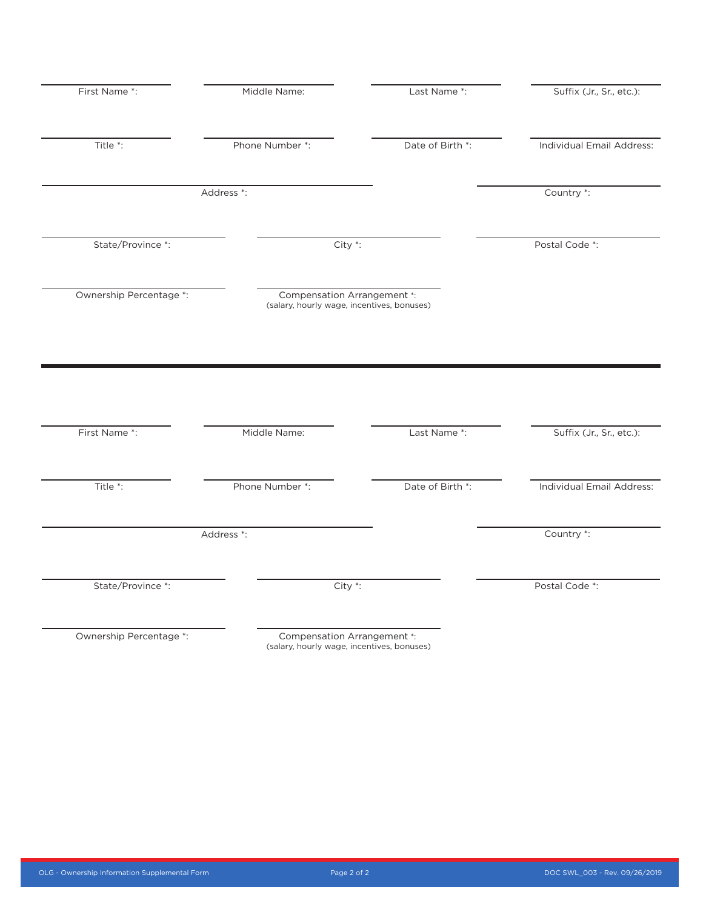First Name *: | Middle Name: | Last Name *: | Suffix (Jr., Sr., etc.):

Title *: | Phone Number *: | Date of Birth *: | Individual Email Address:

Address *: | Country *:

State/Province *: | City *: | Postal Code *:

Ownership Percentage *: | Compensation Arrangement *: (salary, hourly wage, incentives, bonuses)

---

First Name *: | Middle Name: | Last Name *: | Suffix (Jr., Sr., etc.):

Title *: | Phone Number *: | Date of Birth *: | Individual Email Address:

Address *: | Country *:

State/Province *: | City *: | Postal Code *:

Ownership Percentage *: | Compensation Arrangement *: (salary, hourly wage, incentives, bonuses)